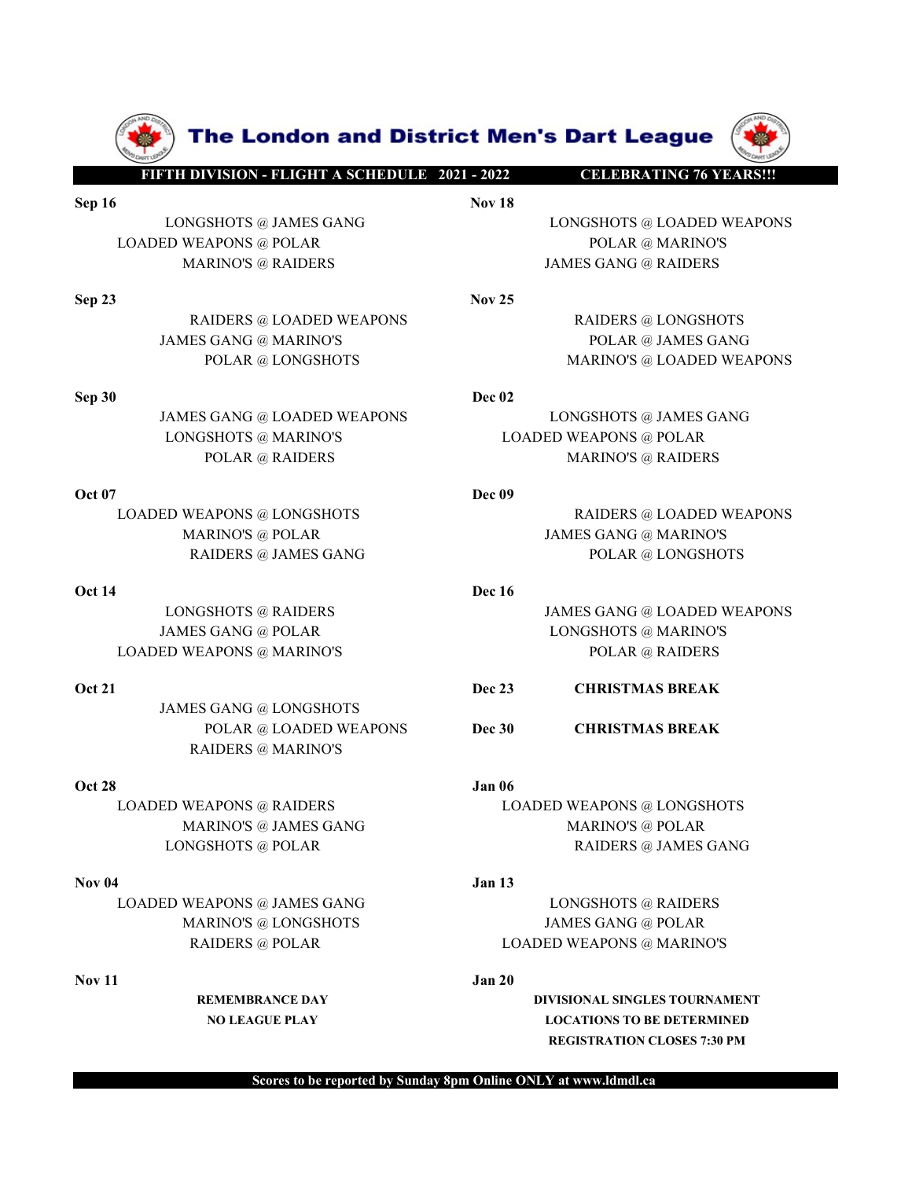# The London and District Men's Dart League

**FIFTH DIVISION - FLIGHT A SCHEDULE 2021 - 2022** **CELEBRATING 76 YEARS!!!**

**Sep 16**

LONGSHOTS @ JAMES GANG
LOADED WEAPONS @ POLAR
MARINO'S @ RAIDERS

**Sep 23**

RAIDERS @ LOADED WEAPONS
JAMES GANG @ MARINO'S
POLAR @ LONGSHOTS

**Sep 30**

JAMES GANG @ LOADED WEAPONS
LONGSHOTS @ MARINO'S
POLAR @ RAIDERS

**Oct 07**

LOADED WEAPONS @ LONGSHOTS
MARINO'S @ POLAR
RAIDERS @ JAMES GANG

**Oct 14**

LONGSHOTS @ RAIDERS
JAMES GANG @ POLAR
LOADED WEAPONS @ MARINO'S

**Oct 21**

JAMES GANG @ LONGSHOTS
POLAR @ LOADED WEAPONS
RAIDERS @ MARINO'S

**Oct 28**

LOADED WEAPONS @ RAIDERS
MARINO'S @ JAMES GANG
LONGSHOTS @ POLAR

**Nov 04**

LOADED WEAPONS @ JAMES GANG
MARINO'S @ LONGSHOTS
RAIDERS @ POLAR

**Nov 11**

**REMEMBRANCE DAY**
**NO LEAGUE PLAY**

**Nov 18**

LONGSHOTS @ LOADED WEAPONS
POLAR @ MARINO'S
JAMES GANG @ RAIDERS

**Nov 25**

RAIDERS @ LONGSHOTS
POLAR @ JAMES GANG
MARINO'S @ LOADED WEAPONS

**Dec 02**

LONGSHOTS @ JAMES GANG
LOADED WEAPONS @ POLAR
MARINO'S @ RAIDERS

**Dec 09**

RAIDERS @ LOADED WEAPONS
JAMES GANG @ MARINO'S
POLAR @ LONGSHOTS

**Dec 16**

JAMES GANG @ LOADED WEAPONS
LONGSHOTS @ MARINO'S
POLAR @ RAIDERS

**Dec 23** **CHRISTMAS BREAK**

**Dec 30** **CHRISTMAS BREAK**

**Jan 06**

LOADED WEAPONS @ LONGSHOTS
MARINO'S @ POLAR
RAIDERS @ JAMES GANG

**Jan 13**

LONGSHOTS @ RAIDERS
JAMES GANG @ POLAR
LOADED WEAPONS @ MARINO'S

**Jan 20**

**DIVISIONAL SINGLES TOURNAMENT**
**LOCATIONS TO BE DETERMINED**
**REGISTRATION CLOSES 7:30 PM**

**Scores to be reported by Sunday 8pm Online ONLY at www.ldmdl.ca**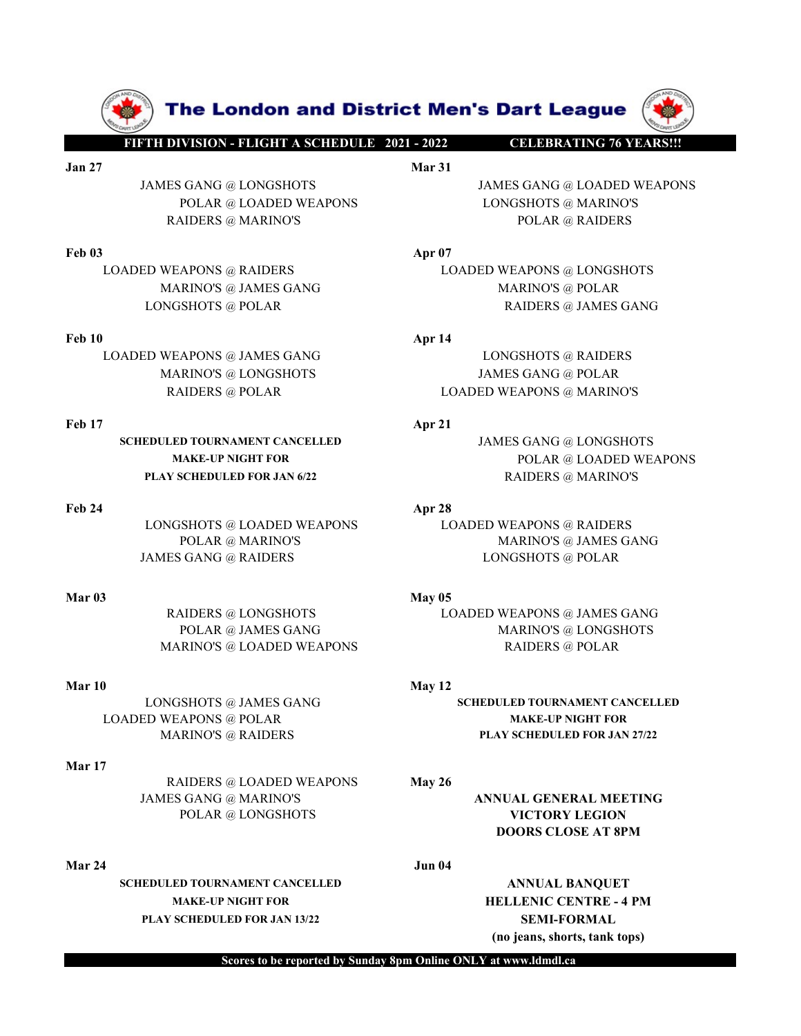# The London and District Men's Dart League

**FIFTH DIVISION - FLIGHT A SCHEDULE 2021 - 2022** **CELEBRATING 76 YEARS!!!**

**Jan 27**

JAMES GANG @ LONGSHOTS
POLAR @ LOADED WEAPONS
RAIDERS @ MARINO'S

**Feb 03**

LOADED WEAPONS @ RAIDERS
MARINO'S @ JAMES GANG
LONGSHOTS @ POLAR

**Feb 10**

LOADED WEAPONS @ JAMES GANG
MARINO'S @ LONGSHOTS
RAIDERS @ POLAR

**Feb 17**

**SCHEDULED TOURNAMENT CANCELLED**
**MAKE-UP NIGHT FOR**
**PLAY SCHEDULED FOR JAN 6/22**

**Feb 24**

LONGSHOTS @ LOADED WEAPONS
POLAR @ MARINO'S
JAMES GANG @ RAIDERS

**Mar 03**

RAIDERS @ LONGSHOTS
POLAR @ JAMES GANG
MARINO'S @ LOADED WEAPONS

**Mar 10**

LONGSHOTS @ JAMES GANG
LOADED WEAPONS @ POLAR
MARINO'S @ RAIDERS

**Mar 17**

RAIDERS @ LOADED WEAPONS
JAMES GANG @ MARINO'S
POLAR @ LONGSHOTS

**Mar 24**

**SCHEDULED TOURNAMENT CANCELLED**
**MAKE-UP NIGHT FOR**
**PLAY SCHEDULED FOR JAN 13/22**

**Mar 31**

JAMES GANG @ LOADED WEAPONS
LONGSHOTS @ MARINO'S
POLAR @ RAIDERS

**Apr 07**

LOADED WEAPONS @ LONGSHOTS
MARINO'S @ POLAR
RAIDERS @ JAMES GANG

**Apr 14**

LONGSHOTS @ RAIDERS
JAMES GANG @ POLAR
LOADED WEAPONS @ MARINO'S

**Apr 21**

JAMES GANG @ LONGSHOTS
POLAR @ LOADED WEAPONS
RAIDERS @ MARINO'S

**Apr 28**

LOADED WEAPONS @ RAIDERS
MARINO'S @ JAMES GANG
LONGSHOTS @ POLAR

**May 05**

LOADED WEAPONS @ JAMES GANG
MARINO'S @ LONGSHOTS
RAIDERS @ POLAR

**May 12**

**SCHEDULED TOURNAMENT CANCELLED**
**MAKE-UP NIGHT FOR**
**PLAY SCHEDULED FOR JAN 27/22**

**May 26**

**ANNUAL GENERAL MEETING**
**VICTORY LEGION**
**DOORS CLOSE AT 8PM**

**Jun 04**

**ANNUAL BANQUET**
**HELLENIC CENTRE - 4 PM**
**SEMI-FORMAL**
**(no jeans, shorts, tank tops)**

**Scores to be reported by Sunday 8pm Online ONLY at www.ldmdl.ca**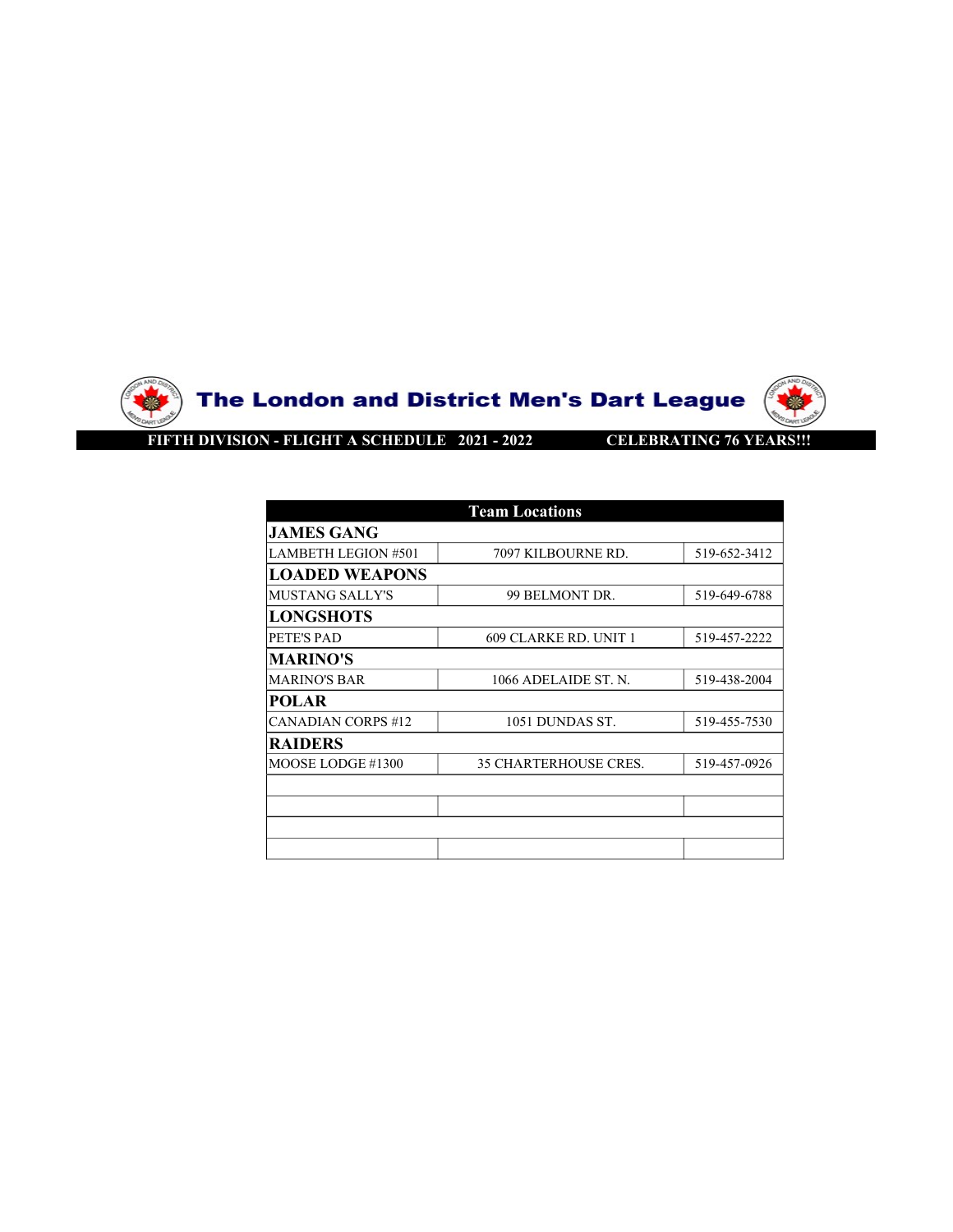# The London and District Men's Dart League

**FIFTH DIVISION - FLIGHT A SCHEDULE 2021 - 2022 CELEBRATING 76 YEARS!!!**

| Team Locations | | |
|---|---|---|
| **JAMES GANG** | | |
| LAMBETH LEGION #501 | 7097 KILBOURNE RD. | 519-652-3412 |
| **LOADED WEAPONS** | | |
| MUSTANG SALLY'S | 99 BELMONT DR. | 519-649-6788 |
| **LONGSHOTS** | | |
| PETE'S PAD | 609 CLARKE RD. UNIT 1 | 519-457-2222 |
| **MARINO'S** | | |
| MARINO'S BAR | 1066 ADELAIDE ST. N. | 519-438-2004 |
| **POLAR** | | |
| CANADIAN CORPS #12 | 1051 DUNDAS ST. | 519-455-7530 |
| **RAIDERS** | | |
| MOOSE LODGE #1300 | 35 CHARTERHOUSE CRES. | 519-457-0926 |